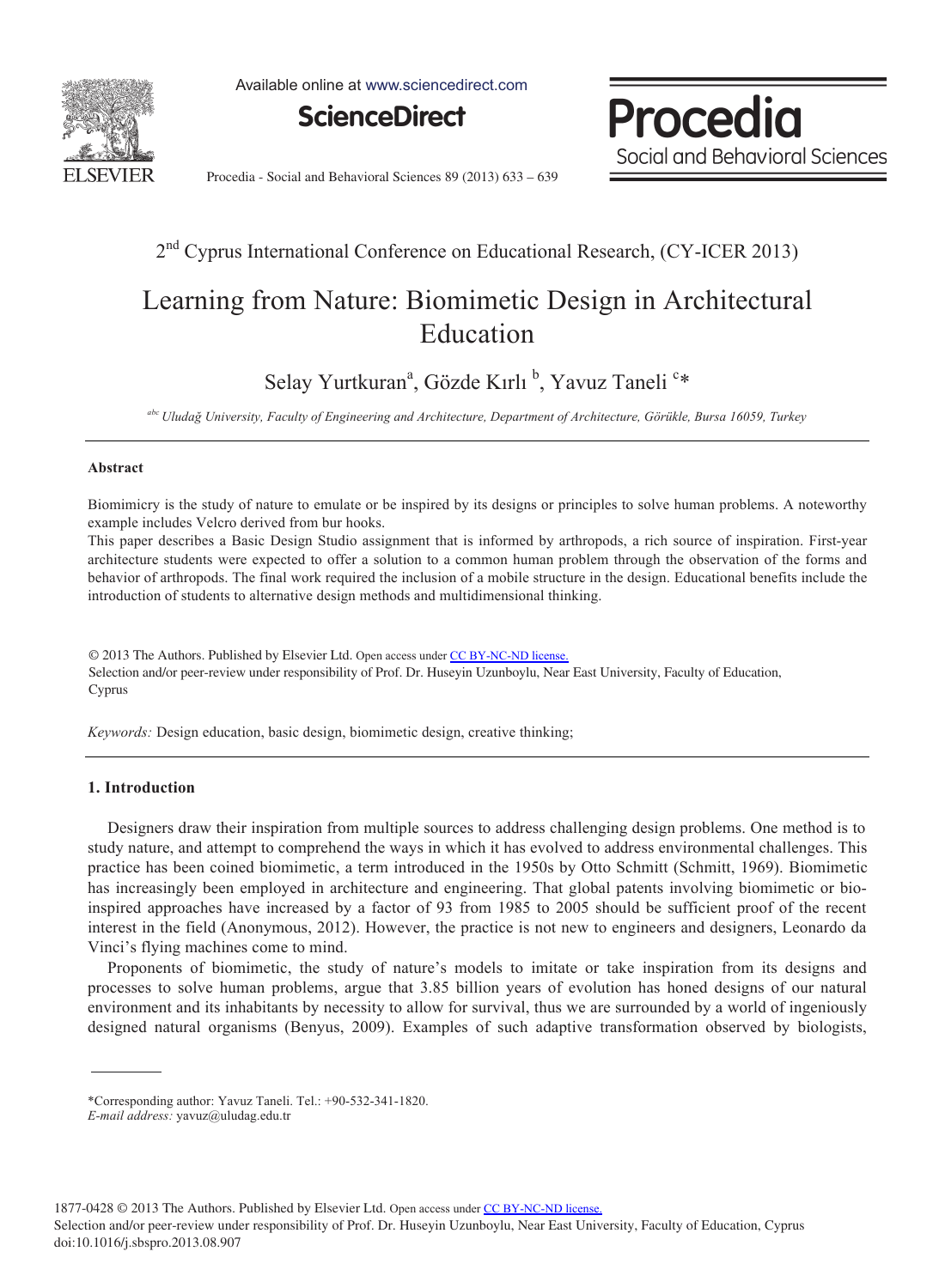2nd Cyprus International Conference on Educational Research, (CY-ICER 2013)

# Learning from Nature: Biomimetic Design in Architectural Education

Selay Yurtkuran[a], Gözde Kırlı [b], Yavuz Taneli [c]*

[abc] *Uludağ University, Faculty of Engineering and Architecture, Department of Architecture, Görükle, Bursa 16059, Turkey*

---

**Abstract**

Biomimicry is the study of nature to emulate or be inspired by its designs or principles to solve human problems. A noteworthy example includes Velcro derived from bur hooks.

This paper describes a Basic Design Studio assignment that is informed by arthropods, a rich source of inspiration. First-year architecture students were expected to offer a solution to a common human problem through the observation of the forms and behavior of arthropods. The final work required the inclusion of a mobile structure in the design. Educational benefits include the introduction of students to alternative design methods and multidimensional thinking.

© 2013 The Authors. Published by Elsevier Ltd. Open access under CC BY-NC-ND license.
Selection and/or peer-review under responsibility of Prof. Dr. Huseyin Uzunboylu, Near East University, Faculty of Education, Cyprus

*Keywords:* Design education, basic design, biomimetic design, creative thinking;

---

## 1. Introduction

Designers draw their inspiration from multiple sources to address challenging design problems. One method is to study nature, and attempt to comprehend the ways in which it has evolved to address environmental challenges. This practice has been coined biomimetic, a term introduced in the 1950s by Otto Schmitt (Schmitt, 1969). Biomimetic has increasingly been employed in architecture and engineering. That global patents involving biomimetic or bio-inspired approaches have increased by a factor of 93 from 1985 to 2005 should be sufficient proof of the recent interest in the field (Anonymous, 2012). However, the practice is not new to engineers and designers, Leonardo da Vinci's flying machines come to mind.

Proponents of biomimetic, the study of nature's models to imitate or take inspiration from its designs and processes to solve human problems, argue that 3.85 billion years of evolution has honed designs of our natural environment and its inhabitants by necessity to allow for survival, thus we are surrounded by a world of ingeniously designed natural organisms (Benyus, 2009). Examples of such adaptive transformation observed by biologists,

---

*Corresponding author: Yavuz Taneli. Tel.: +90-532-341-1820.
*E-mail address:* yavuz@uludag.edu.tr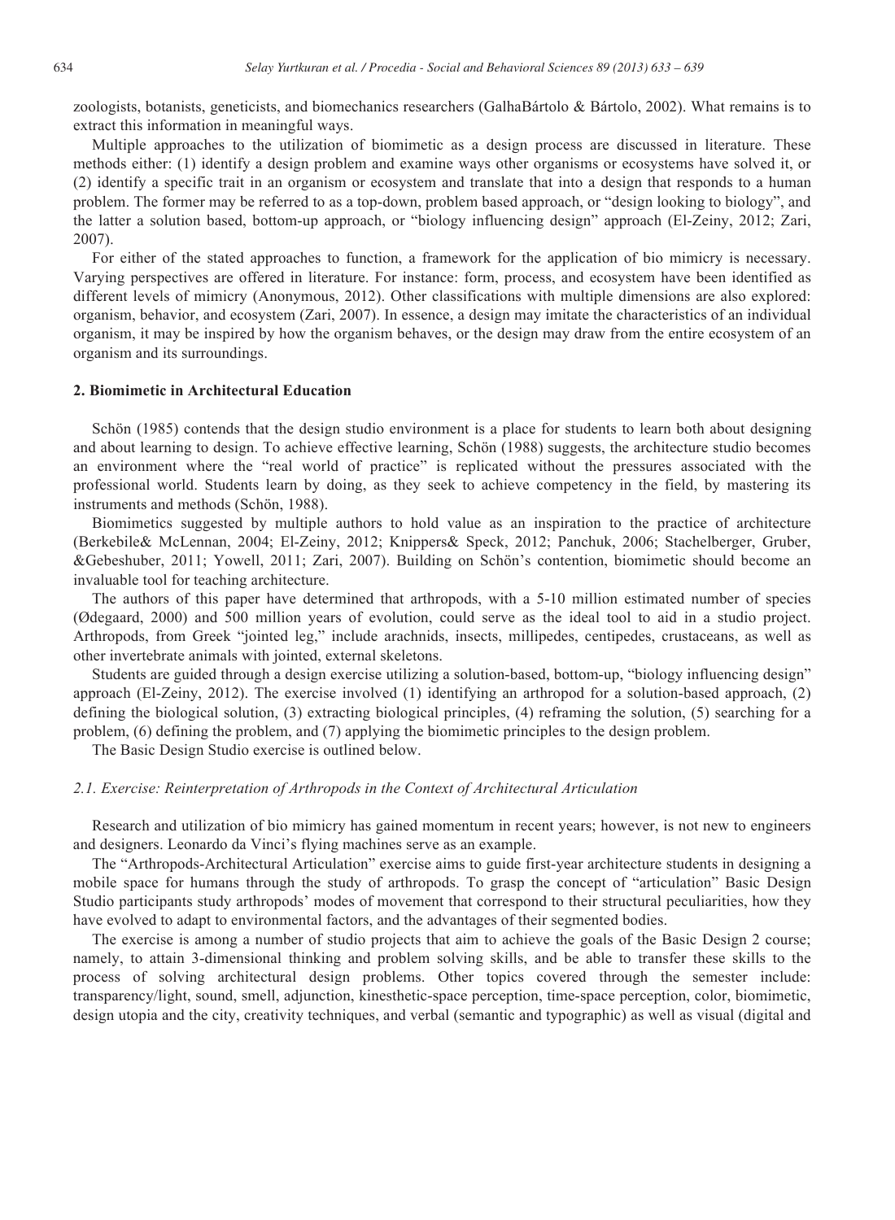zoologists, botanists, geneticists, and biomechanics researchers (GalhaBártolo & Bártolo, 2002). What remains is to extract this information in meaningful ways.

Multiple approaches to the utilization of biomimetic as a design process are discussed in literature. These methods either: (1) identify a design problem and examine ways other organisms or ecosystems have solved it, or (2) identify a specific trait in an organism or ecosystem and translate that into a design that responds to a human problem. The former may be referred to as a top-down, problem based approach, or "design looking to biology", and the latter a solution based, bottom-up approach, or "biology influencing design" approach (El-Zeiny, 2012; Zari, 2007).

For either of the stated approaches to function, a framework for the application of bio mimicry is necessary. Varying perspectives are offered in literature. For instance: form, process, and ecosystem have been identified as different levels of mimicry (Anonymous, 2012). Other classifications with multiple dimensions are also explored: organism, behavior, and ecosystem (Zari, 2007). In essence, a design may imitate the characteristics of an individual organism, it may be inspired by how the organism behaves, or the design may draw from the entire ecosystem of an organism and its surroundings.

## 2. Biomimetic in Architectural Education

Schön (1985) contends that the design studio environment is a place for students to learn both about designing and about learning to design. To achieve effective learning, Schön (1988) suggests, the architecture studio becomes an environment where the "real world of practice" is replicated without the pressures associated with the professional world. Students learn by doing, as they seek to achieve competency in the field, by mastering its instruments and methods (Schön, 1988).

Biomimetics suggested by multiple authors to hold value as an inspiration to the practice of architecture (Berkebile& McLennan, 2004; El-Zeiny, 2012; Knippers& Speck, 2012; Panchuk, 2006; Stachelberger, Gruber, &Gebeshuber, 2011; Yowell, 2011; Zari, 2007). Building on Schön's contention, biomimetic should become an invaluable tool for teaching architecture.

The authors of this paper have determined that arthropods, with a 5-10 million estimated number of species (Ødegaard, 2000) and 500 million years of evolution, could serve as the ideal tool to aid in a studio project. Arthropods, from Greek "jointed leg," include arachnids, insects, millipedes, centipedes, crustaceans, as well as other invertebrate animals with jointed, external skeletons.

Students are guided through a design exercise utilizing a solution-based, bottom-up, "biology influencing design" approach (El-Zeiny, 2012). The exercise involved (1) identifying an arthropod for a solution-based approach, (2) defining the biological solution, (3) extracting biological principles, (4) reframing the solution, (5) searching for a problem, (6) defining the problem, and (7) applying the biomimetic principles to the design problem.

The Basic Design Studio exercise is outlined below.

### *2.1. Exercise: Reinterpretation of Arthropods in the Context of Architectural Articulation*

Research and utilization of bio mimicry has gained momentum in recent years; however, is not new to engineers and designers. Leonardo da Vinci's flying machines serve as an example.

The "Arthropods-Architectural Articulation" exercise aims to guide first-year architecture students in designing a mobile space for humans through the study of arthropods. To grasp the concept of "articulation" Basic Design Studio participants study arthropods' modes of movement that correspond to their structural peculiarities, how they have evolved to adapt to environmental factors, and the advantages of their segmented bodies.

The exercise is among a number of studio projects that aim to achieve the goals of the Basic Design 2 course; namely, to attain 3-dimensional thinking and problem solving skills, and be able to transfer these skills to the process of solving architectural design problems. Other topics covered through the semester include: transparency/light, sound, smell, adjunction, kinesthetic-space perception, time-space perception, color, biomimetic, design utopia and the city, creativity techniques, and verbal (semantic and typographic) as well as visual (digital and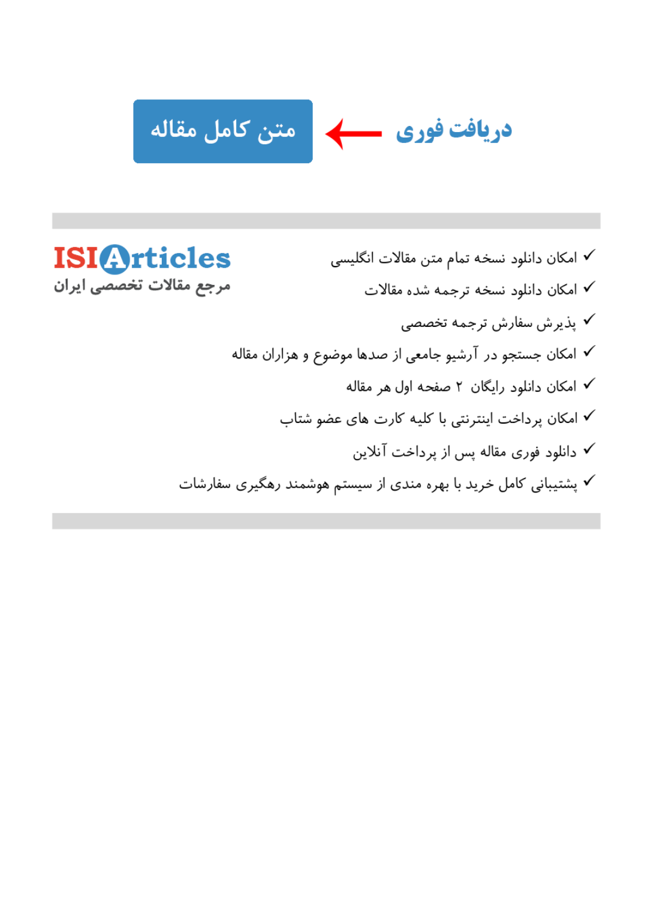دریافت فوری ← متن کامل مقاله

ISIArticles
مرجع مقالات تخصصی ایران

- ✓ امکان دانلود نسخه تمام متن مقالات انگلیسی
- ✓ امکان دانلود نسخه ترجمه شده مقالات
- ✓ پذیرش سفارش ترجمه تخصصی
- ✓ امکان جستجو در آرشیو جامعی از صدها موضوع و هزاران مقاله
- ✓ امکان دانلود رایگان ۲ صفحه اول هر مقاله
- ✓ امکان پرداخت اینترنتی با کلیه کارت های عضو شتاب
- ✓ دانلود فوری مقاله پس از پرداخت آنلاین
- ✓ پشتیبانی کامل خرید با بهره مندی از سیستم هوشمند رهگیری سفارشات